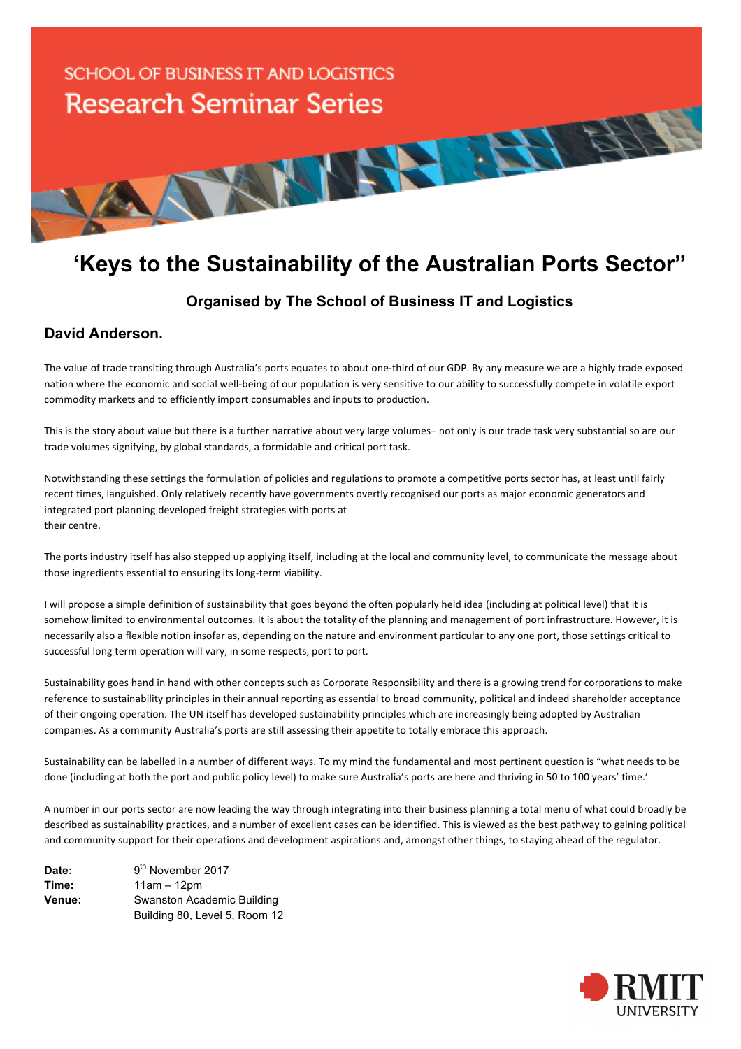SCHOOL OF BUSINESS IT AND LOGISTICS

Research Seminar Series

# ‘Keys to the Sustainability of the Australian Ports Sector”

### Organised by The School of Business IT and Logistics

### David Anderson.

The value of trade transiting through Australia’s ports equates to about one-third of our GDP. By any measure we are a highly trade exposed nation where the economic and social well-being of our population is very sensitive to our ability to successfully compete in volatile export commodity markets and to efficiently import consumables and inputs to production.

This is the story about value but there is a further narrative about very large volumes– not only is our trade task very substantial so are our trade volumes signifying, by global standards, a formidable and critical port task.

Notwithstanding these settings the formulation of policies and regulations to promote a competitive ports sector has, at least until fairly recent times, languished. Only relatively recently have governments overtly recognised our ports as major economic generators and integrated port planning developed freight strategies with ports at their centre.

The ports industry itself has also stepped up applying itself, including at the local and community level, to communicate the message about those ingredients essential to ensuring its long-term viability.

I will propose a simple definition of sustainability that goes beyond the often popularly held idea (including at political level) that it is somehow limited to environmental outcomes. It is about the totality of the planning and management of port infrastructure. However, it is necessarily also a flexible notion insofar as, depending on the nature and environment particular to any one port, those settings critical to successful long term operation will vary, in some respects, port to port.

Sustainability goes hand in hand with other concepts such as Corporate Responsibility and there is a growing trend for corporations to make reference to sustainability principles in their annual reporting as essential to broad community, political and indeed shareholder acceptance of their ongoing operation. The UN itself has developed sustainability principles which are increasingly being adopted by Australian companies. As a community Australia’s ports are still assessing their appetite to totally embrace this approach.

Sustainability can be labelled in a number of different ways. To my mind the fundamental and most pertinent question is “what needs to be done (including at both the port and public policy level) to make sure Australia’s ports are here and thriving in 50 to 100 years’ time.’

A number in our ports sector are now leading the way through integrating into their business planning a total menu of what could broadly be described as sustainability practices, and a number of excellent cases can be identified. This is viewed as the best pathway to gaining political and community support for their operations and development aspirations and, amongst other things, to staying ahead of the regulator.

| | |
|---|---|
| **Date:** | 9th November 2017 |
| **Time:** | 11am – 12pm |
| **Venue:** | Swanston Academic Building<br>Building 80, Level 5, Room 12 |

RMIT UNIVERSITY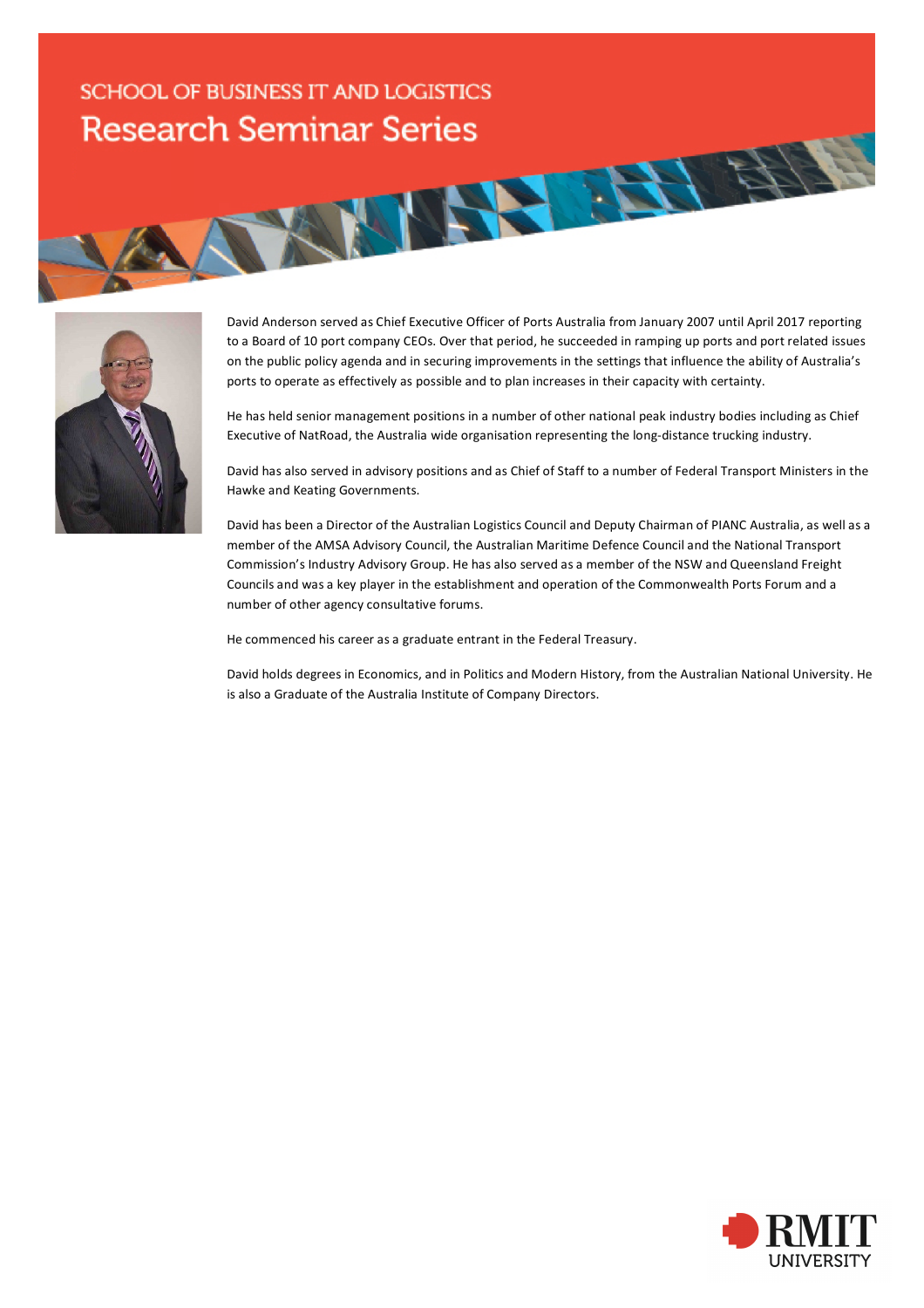# SCHOOL OF BUSINESS IT AND LOGISTICS

## Research Seminar Series

David Anderson served as Chief Executive Officer of Ports Australia from January 2007 until April 2017 reporting to a Board of 10 port company CEOs. Over that period, he succeeded in ramping up ports and port related issues on the public policy agenda and in securing improvements in the settings that influence the ability of Australia's ports to operate as effectively as possible and to plan increases in their capacity with certainty.

He has held senior management positions in a number of other national peak industry bodies including as Chief Executive of NatRoad, the Australia wide organisation representing the long-distance trucking industry.

David has also served in advisory positions and as Chief of Staff to a number of Federal Transport Ministers in the Hawke and Keating Governments.

David has been a Director of the Australian Logistics Council and Deputy Chairman of PIANC Australia, as well as a member of the AMSA Advisory Council, the Australian Maritime Defence Council and the National Transport Commission's Industry Advisory Group. He has also served as a member of the NSW and Queensland Freight Councils and was a key player in the establishment and operation of the Commonwealth Ports Forum and a number of other agency consultative forums.

He commenced his career as a graduate entrant in the Federal Treasury.

David holds degrees in Economics, and in Politics and Modern History, from the Australian National University. He is also a Graduate of the Australia Institute of Company Directors.

RMIT UNIVERSITY